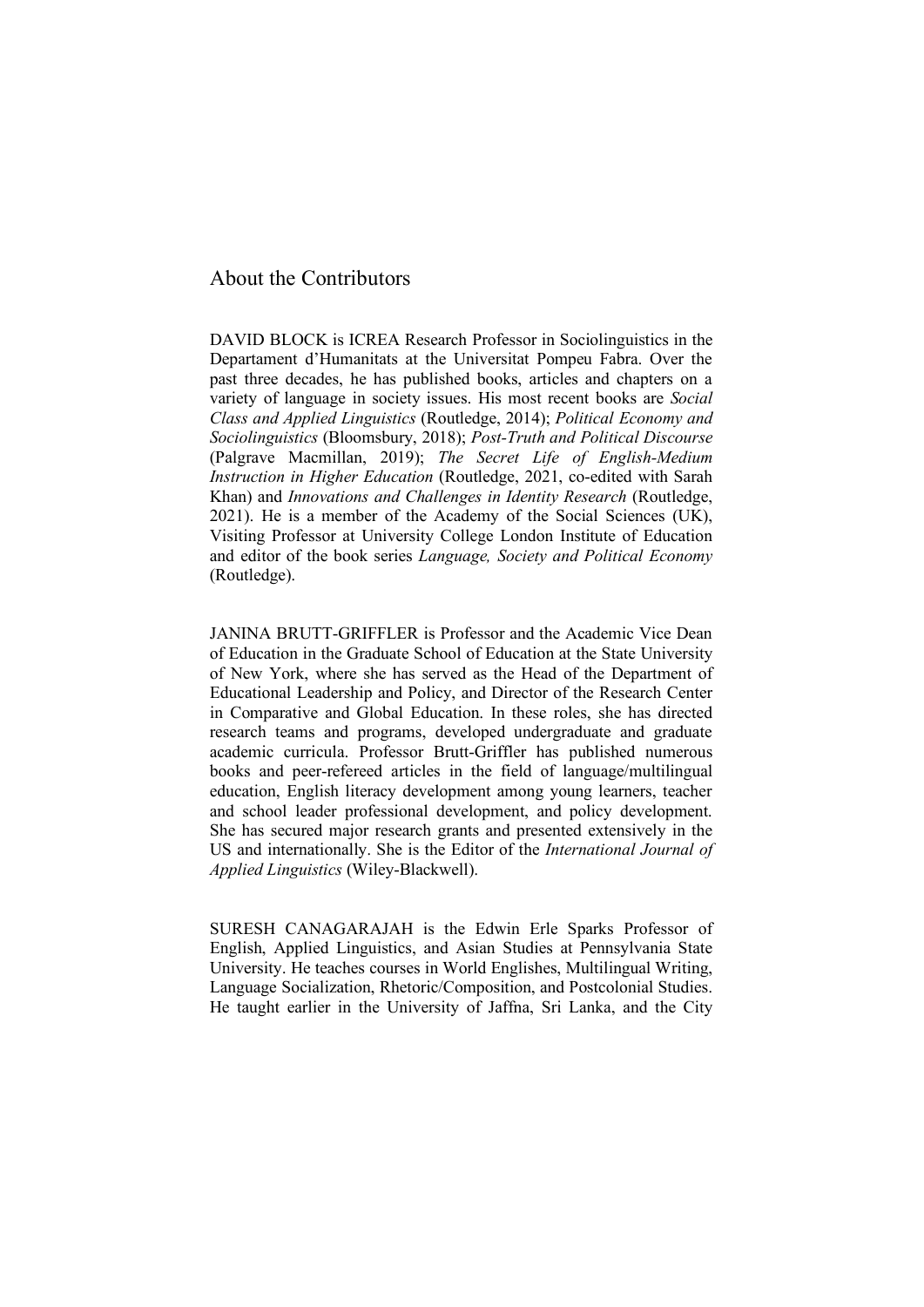# About the Contributors

DAVID BLOCK is ICREA Research Professor in Sociolinguistics in the Departament d'Humanitats at the Universitat Pompeu Fabra. Over the past three decades, he has published books, articles and chapters on a variety of language in society issues. His most recent books are *Social Class and Applied Linguistics* (Routledge, 2014); *Political Economy and Sociolinguistics* (Bloomsbury, 2018); *Post-Truth and Political Discourse* (Palgrave Macmillan, 2019); *The Secret Life of English-Medium Instruction in Higher Education* (Routledge, 2021, co-edited with Sarah Khan) and *Innovations and Challenges in Identity Research* (Routledge, 2021). He is a member of the Academy of the Social Sciences (UK), Visiting Professor at University College London Institute of Education and editor of the book series *Language, Society and Political Economy* (Routledge).

JANINA BRUTT-GRIFFLER is Professor and the Academic Vice Dean of Education in the Graduate School of Education at the State University of New York, where she has served as the Head of the Department of Educational Leadership and Policy, and Director of the Research Center in Comparative and Global Education. In these roles, she has directed research teams and programs, developed undergraduate and graduate academic curricula. Professor Brutt-Griffler has published numerous books and peer-refereed articles in the field of language/multilingual education, English literacy development among young learners, teacher and school leader professional development, and policy development. She has secured major research grants and presented extensively in the US and internationally. She is the Editor of the *International Journal of Applied Linguistics* (Wiley-Blackwell).

SURESH CANAGARAJAH is the Edwin Erle Sparks Professor of English, Applied Linguistics, and Asian Studies at Pennsylvania State University. He teaches courses in World Englishes, Multilingual Writing, Language Socialization, Rhetoric/Composition, and Postcolonial Studies. He taught earlier in the University of Jaffna, Sri Lanka, and the City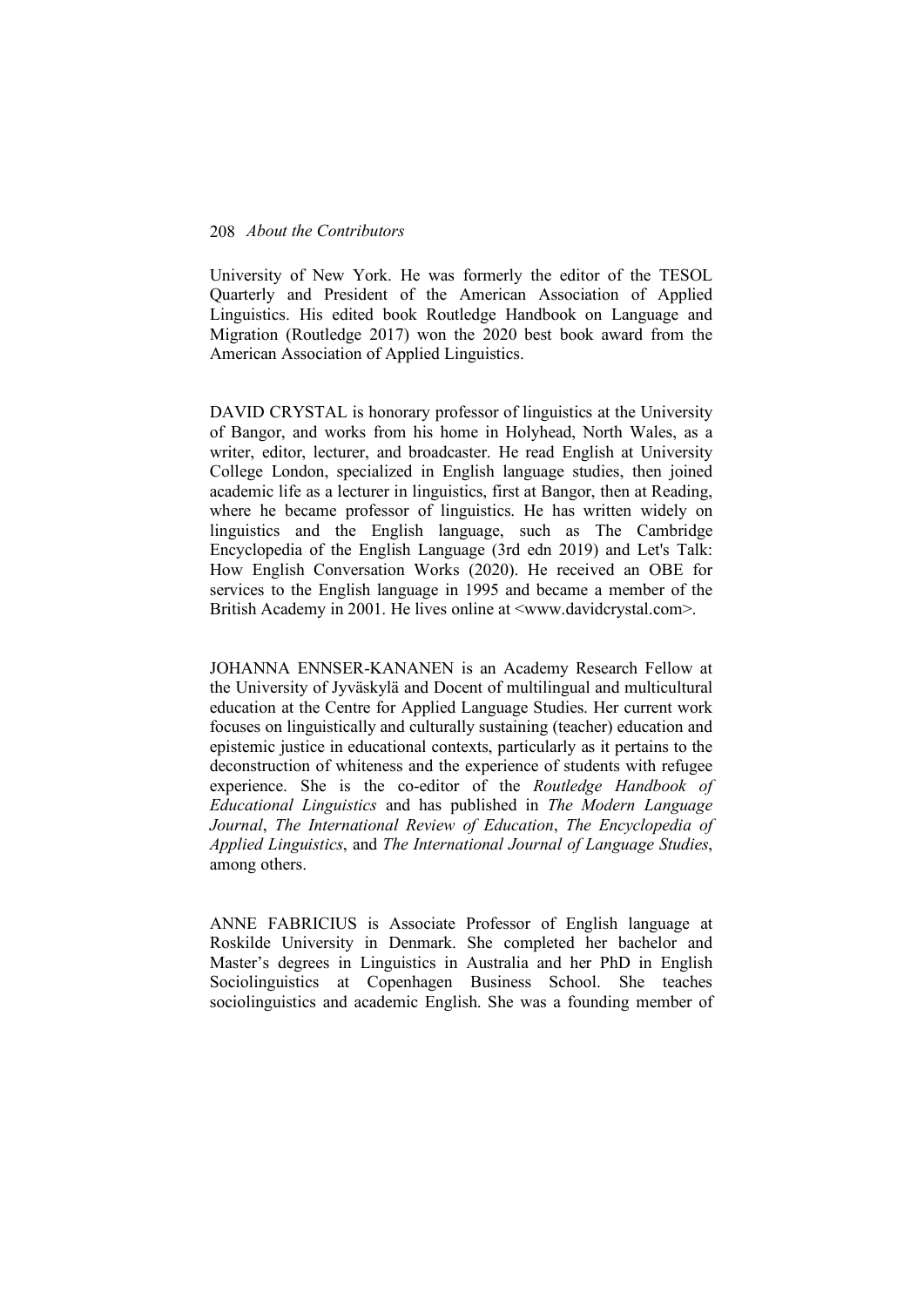University of New York. He was formerly the editor of the TESOL Quarterly and President of the American Association of Applied Linguistics. His edited book Routledge Handbook on Language and Migration (Routledge 2017) won the 2020 best book award from the American Association of Applied Linguistics.

DAVID CRYSTAL is honorary professor of linguistics at the University of Bangor, and works from his home in Holyhead, North Wales, as a writer, editor, lecturer, and broadcaster. He read English at University College London, specialized in English language studies, then joined academic life as a lecturer in linguistics, first at Bangor, then at Reading, where he became professor of linguistics. He has written widely on linguistics and the English language, such as The Cambridge Encyclopedia of the English Language (3rd edn 2019) and Let's Talk: How English Conversation Works (2020). He received an OBE for services to the English language in 1995 and became a member of the British Academy in 2001. He lives online at <www.davidcrystal.com>.

JOHANNA ENNSER-KANANEN is an Academy Research Fellow at the University of Jyväskylä and Docent of multilingual and multicultural education at the Centre for Applied Language Studies. Her current work focuses on linguistically and culturally sustaining (teacher) education and epistemic justice in educational contexts, particularly as it pertains to the deconstruction of whiteness and the experience of students with refugee experience. She is the co-editor of the *Routledge Handbook of Educational Linguistics* and has published in *The Modern Language Journal*, *The International Review of Education*, *The Encyclopedia of Applied Linguistics*, and *The International Journal of Language Studies*, among others.

ANNE FABRICIUS is Associate Professor of English language at Roskilde University in Denmark. She completed her bachelor and Master's degrees in Linguistics in Australia and her PhD in English Sociolinguistics at Copenhagen Business School. She teaches sociolinguistics and academic English. She was a founding member of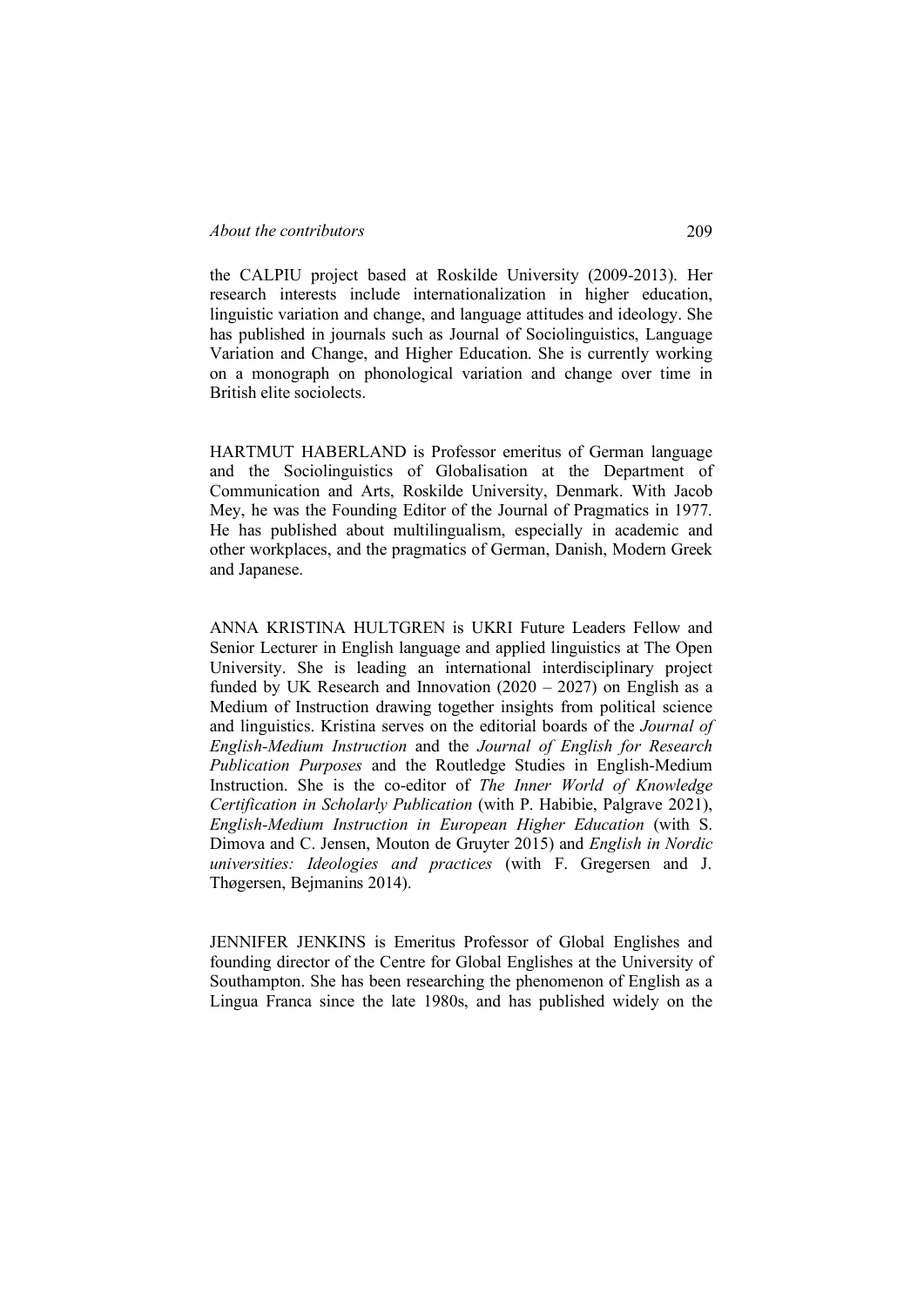the CALPIU project based at Roskilde University (2009-2013). Her research interests include internationalization in higher education, linguistic variation and change, and language attitudes and ideology. She has published in journals such as Journal of Sociolinguistics, Language Variation and Change, and Higher Education. She is currently working on a monograph on phonological variation and change over time in British elite sociolects.

HARTMUT HABERLAND is Professor emeritus of German language and the Sociolinguistics of Globalisation at the Department of Communication and Arts, Roskilde University, Denmark. With Jacob Mey, he was the Founding Editor of the Journal of Pragmatics in 1977. He has published about multilingualism, especially in academic and other workplaces, and the pragmatics of German, Danish, Modern Greek and Japanese.

ANNA KRISTINA HULTGREN is UKRI Future Leaders Fellow and Senior Lecturer in English language and applied linguistics at The Open University. She is leading an international interdisciplinary project funded by UK Research and Innovation (2020 – 2027) on English as a Medium of Instruction drawing together insights from political science and linguistics. Kristina serves on the editorial boards of the *Journal of English-Medium Instruction* and the *Journal of English for Research Publication Purposes* and the Routledge Studies in English-Medium Instruction. She is the co-editor of *The Inner World of Knowledge Certification in Scholarly Publication* (with P. Habibie, Palgrave 2021), *English-Medium Instruction in European Higher Education* (with S. Dimova and C. Jensen, Mouton de Gruyter 2015) and *English in Nordic universities: Ideologies and practices* (with F. Gregersen and J. Thøgersen, Bejmanins 2014).

JENNIFER JENKINS is Emeritus Professor of Global Englishes and founding director of the Centre for Global Englishes at the University of Southampton. She has been researching the phenomenon of English as a Lingua Franca since the late 1980s, and has published widely on the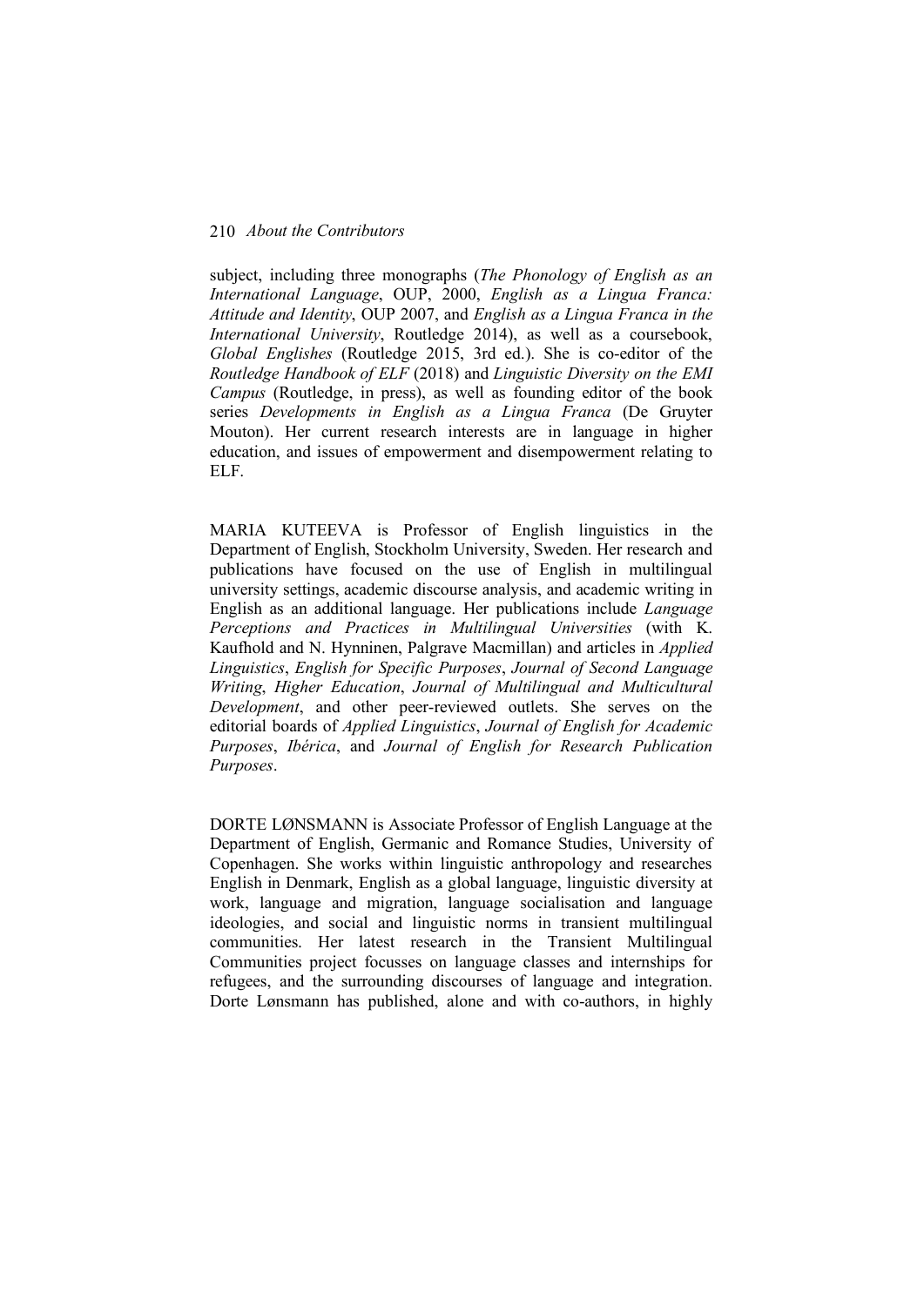subject, including three monographs (*The Phonology of English as an International Language*, OUP, 2000, *English as a Lingua Franca: Attitude and Identity*, OUP 2007, and *English as a Lingua Franca in the International University*, Routledge 2014), as well as a coursebook, *Global Englishes* (Routledge 2015, 3rd ed.). She is co-editor of the *Routledge Handbook of ELF* (2018) and *Linguistic Diversity on the EMI Campus* (Routledge, in press), as well as founding editor of the book series *Developments in English as a Lingua Franca* (De Gruyter Mouton). Her current research interests are in language in higher education, and issues of empowerment and disempowerment relating to ELF.

MARIA KUTEEVA is Professor of English linguistics in the Department of English, Stockholm University, Sweden. Her research and publications have focused on the use of English in multilingual university settings, academic discourse analysis, and academic writing in English as an additional language. Her publications include *Language Perceptions and Practices in Multilingual Universities* (with K. Kaufhold and N. Hynninen, Palgrave Macmillan) and articles in *Applied Linguistics*, *English for Specific Purposes*, *Journal of Second Language Writing*, *Higher Education*, *Journal of Multilingual and Multicultural Development*, and other peer-reviewed outlets. She serves on the editorial boards of *Applied Linguistics*, *Journal of English for Academic Purposes*, *Ibérica*, and *Journal of English for Research Publication Purposes*.

DORTE LØNSMANN is Associate Professor of English Language at the Department of English, Germanic and Romance Studies, University of Copenhagen. She works within linguistic anthropology and researches English in Denmark, English as a global language, linguistic diversity at work, language and migration, language socialisation and language ideologies, and social and linguistic norms in transient multilingual communities. Her latest research in the Transient Multilingual Communities project focusses on language classes and internships for refugees, and the surrounding discourses of language and integration. Dorte Lønsmann has published, alone and with co-authors, in highly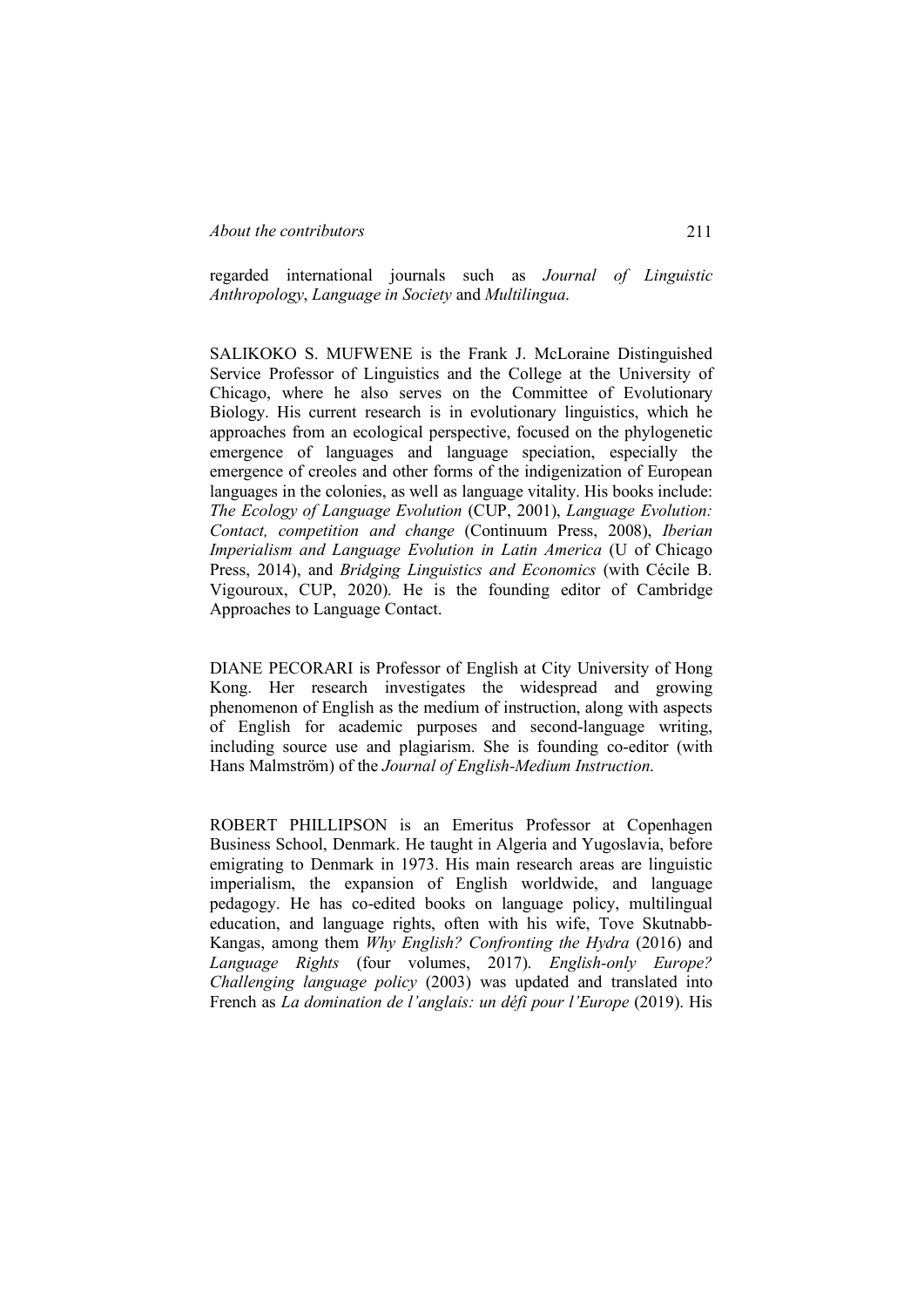regarded international journals such as *Journal of Linguistic Anthropology*, *Language in Society* and *Multilingua*.

SALIKOKO S. MUFWENE is the Frank J. McLoraine Distinguished Service Professor of Linguistics and the College at the University of Chicago, where he also serves on the Committee of Evolutionary Biology. His current research is in evolutionary linguistics, which he approaches from an ecological perspective, focused on the phylogenetic emergence of languages and language speciation, especially the emergence of creoles and other forms of the indigenization of European languages in the colonies, as well as language vitality. His books include: *The Ecology of Language Evolution* (CUP, 2001), *Language Evolution: Contact, competition and change* (Continuum Press, 2008), *Iberian Imperialism and Language Evolution in Latin America* (U of Chicago Press, 2014), and *Bridging Linguistics and Economics* (with Cécile B. Vigouroux, CUP, 2020). He is the founding editor of Cambridge Approaches to Language Contact.

DIANE PECORARI is Professor of English at City University of Hong Kong. Her research investigates the widespread and growing phenomenon of English as the medium of instruction, along with aspects of English for academic purposes and second-language writing, including source use and plagiarism. She is founding co-editor (with Hans Malmström) of the *Journal of English-Medium Instruction*.

ROBERT PHILLIPSON is an Emeritus Professor at Copenhagen Business School, Denmark. He taught in Algeria and Yugoslavia, before emigrating to Denmark in 1973. His main research areas are linguistic imperialism, the expansion of English worldwide, and language pedagogy. He has co-edited books on language policy, multilingual education, and language rights, often with his wife, Tove Skutnabb-Kangas, among them *Why English? Confronting the Hydra* (2016) and *Language Rights* (four volumes, 2017). *English-only Europe? Challenging language policy* (2003) was updated and translated into French as *La domination de l'anglais: un défi pour l'Europe* (2019). His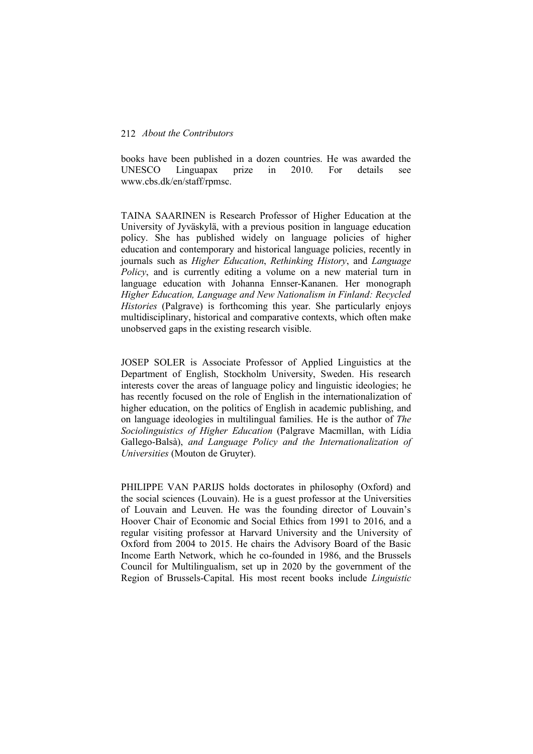books have been published in a dozen countries. He was awarded the UNESCO Linguapax prize in 2010. For details see www.cbs.dk/en/staff/rpmsc.

TAINA SAARINEN is Research Professor of Higher Education at the University of Jyväskylä, with a previous position in language education policy. She has published widely on language policies of higher education and contemporary and historical language policies, recently in journals such as *Higher Education*, *Rethinking History*, and *Language Policy*, and is currently editing a volume on a new material turn in language education with Johanna Ennser-Kananen. Her monograph *Higher Education, Language and New Nationalism in Finland: Recycled Histories* (Palgrave) is forthcoming this year. She particularly enjoys multidisciplinary, historical and comparative contexts, which often make unobserved gaps in the existing research visible.

JOSEP SOLER is Associate Professor of Applied Linguistics at the Department of English, Stockholm University, Sweden. His research interests cover the areas of language policy and linguistic ideologies; he has recently focused on the role of English in the internationalization of higher education, on the politics of English in academic publishing, and on language ideologies in multilingual families. He is the author of *The Sociolinguistics of Higher Education* (Palgrave Macmillan, with Lídia Gallego-Balsà), *and Language Policy and the Internationalization of Universities* (Mouton de Gruyter).

PHILIPPE VAN PARIJS holds doctorates in philosophy (Oxford) and the social sciences (Louvain). He is a guest professor at the Universities of Louvain and Leuven. He was the founding director of Louvain's Hoover Chair of Economic and Social Ethics from 1991 to 2016, and a regular visiting professor at Harvard University and the University of Oxford from 2004 to 2015. He chairs the Advisory Board of the Basic Income Earth Network, which he co-founded in 1986, and the Brussels Council for Multilingualism, set up in 2020 by the government of the Region of Brussels-Capital. His most recent books include *Linguistic*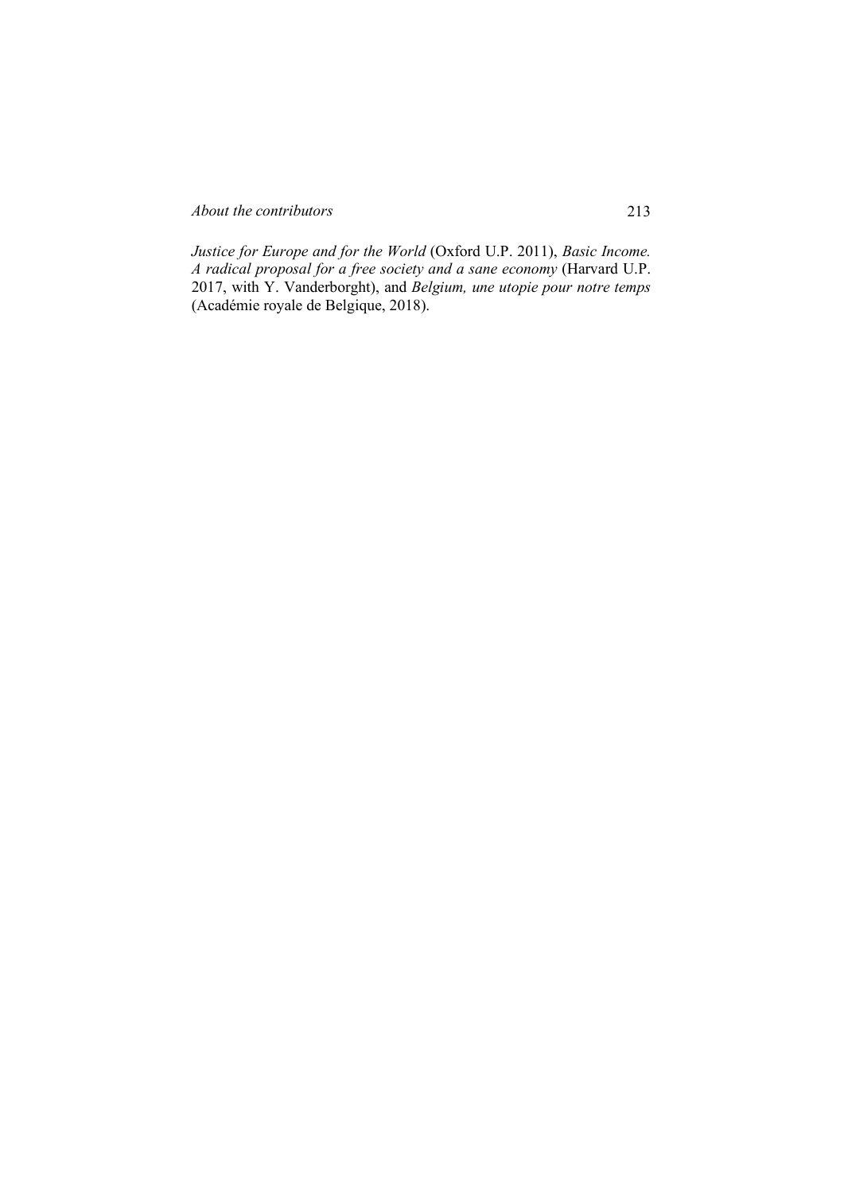*Justice for Europe and for the World* (Oxford U.P. 2011), *Basic Income. A radical proposal for a free society and a sane economy* (Harvard U.P. 2017, with Y. Vanderborght), and *Belgium, une utopie pour notre temps* (Académie royale de Belgique, 2018).